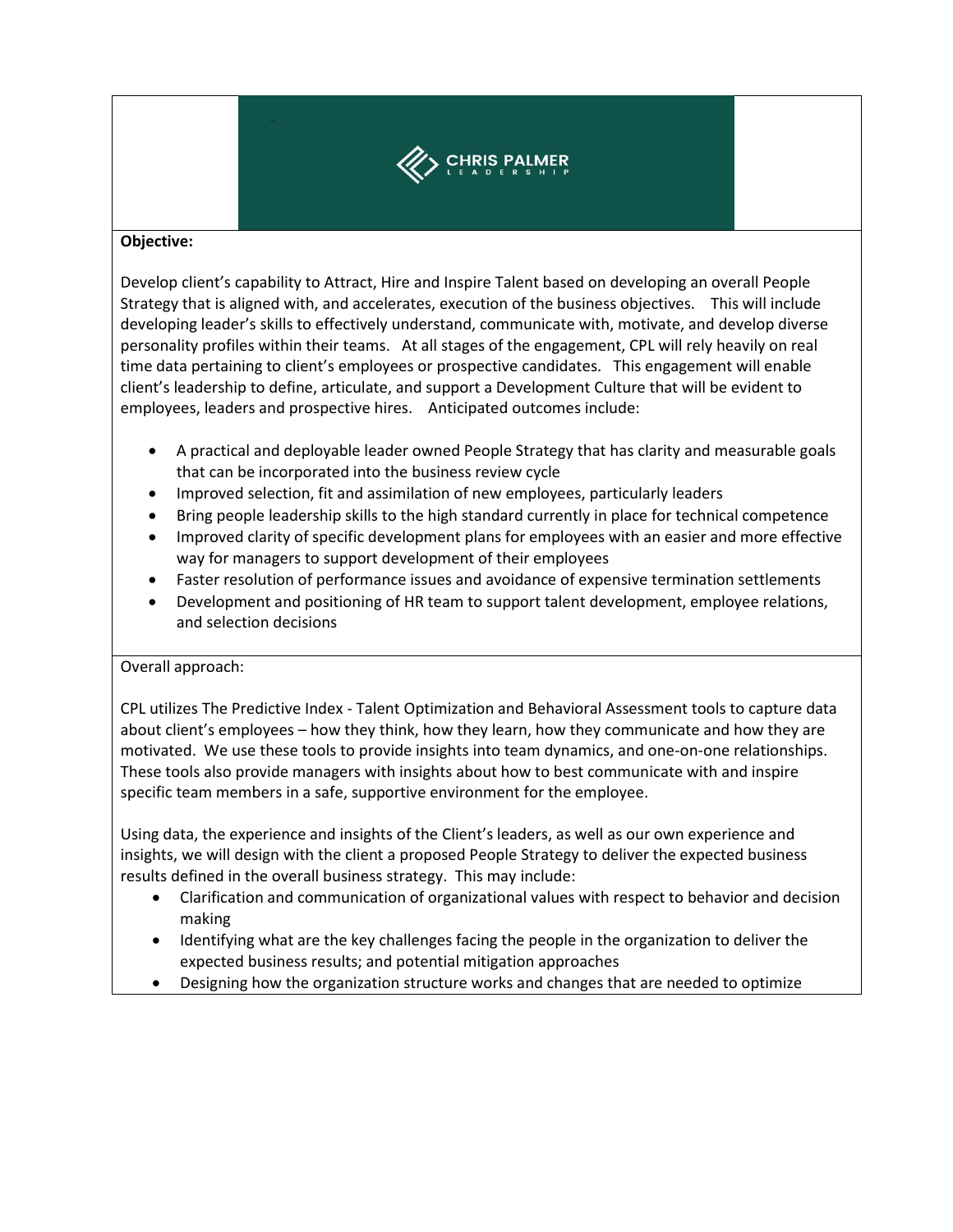CHRIS PALMER LEADERSHIP

**Objective:**

Develop client's capability to Attract, Hire and Inspire Talent based on developing an overall People Strategy that is aligned with, and accelerates, execution of the business objectives. This will include developing leader's skills to effectively understand, communicate with, motivate, and develop diverse personality profiles within their teams. At all stages of the engagement, CPL will rely heavily on real time data pertaining to client's employees or prospective candidates. This engagement will enable client's leadership to define, articulate, and support a Development Culture that will be evident to employees, leaders and prospective hires. Anticipated outcomes include:

- A practical and deployable leader owned People Strategy that has clarity and measurable goals that can be incorporated into the business review cycle
- Improved selection, fit and assimilation of new employees, particularly leaders
- Bring people leadership skills to the high standard currently in place for technical competence
- Improved clarity of specific development plans for employees with an easier and more effective way for managers to support development of their employees
- Faster resolution of performance issues and avoidance of expensive termination settlements
- Development and positioning of HR team to support talent development, employee relations, and selection decisions

Overall approach:

CPL utilizes The Predictive Index - Talent Optimization and Behavioral Assessment tools to capture data about client's employees – how they think, how they learn, how they communicate and how they are motivated. We use these tools to provide insights into team dynamics, and one-on-one relationships. These tools also provide managers with insights about how to best communicate with and inspire specific team members in a safe, supportive environment for the employee.

Using data, the experience and insights of the Client's leaders, as well as our own experience and insights, we will design with the client a proposed People Strategy to deliver the expected business results defined in the overall business strategy. This may include:

- Clarification and communication of organizational values with respect to behavior and decision making
- Identifying what are the key challenges facing the people in the organization to deliver the expected business results; and potential mitigation approaches
- Designing how the organization structure works and changes that are needed to optimize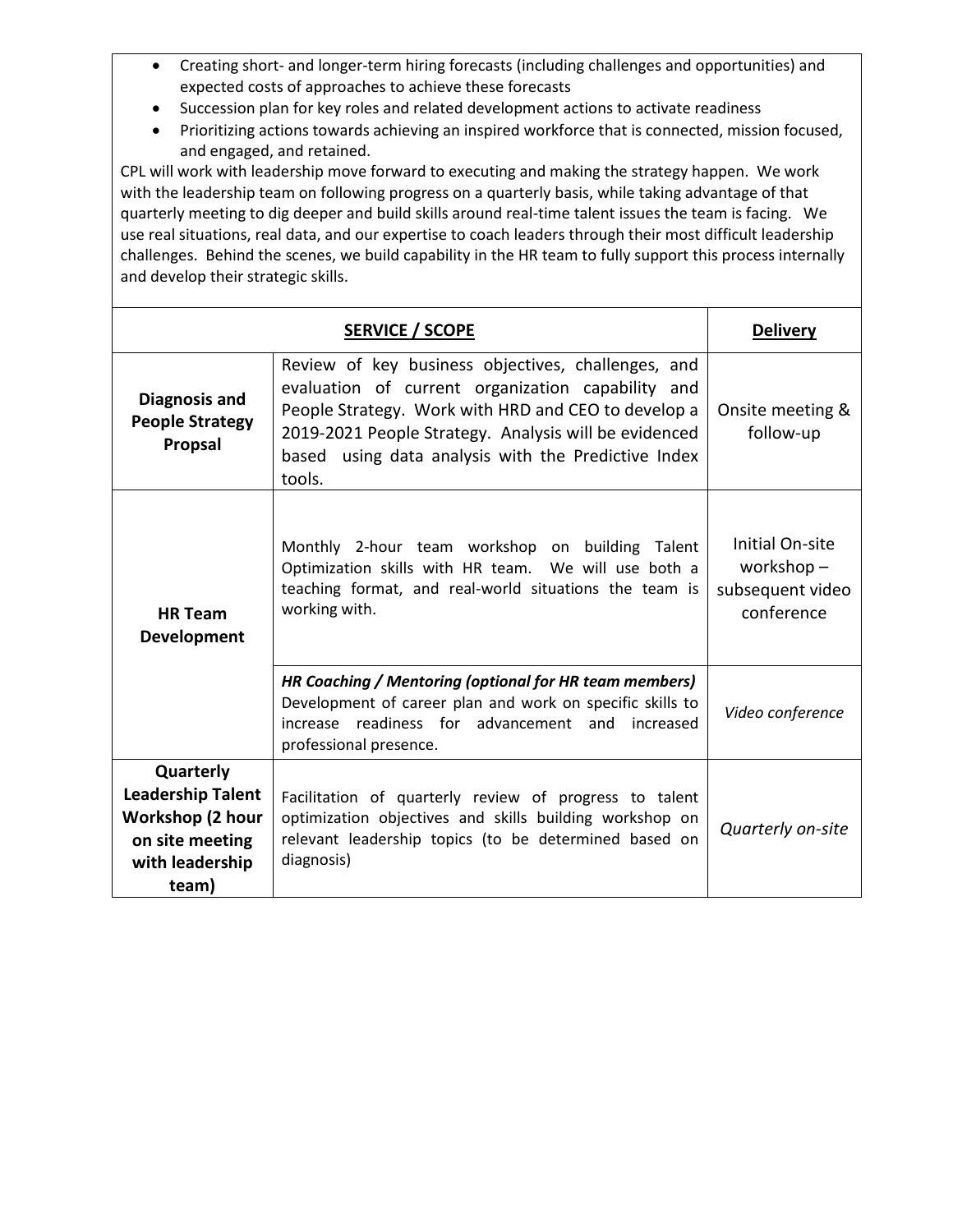- Creating short- and longer-term hiring forecasts (including challenges and opportunities) and expected costs of approaches to achieve these forecasts
- Succession plan for key roles and related development actions to activate readiness
- Prioritizing actions towards achieving an inspired workforce that is connected, mission focused, and engaged, and retained.

CPL will work with leadership move forward to executing and making the strategy happen. We work with the leadership team on following progress on a quarterly basis, while taking advantage of that quarterly meeting to dig deeper and build skills around real-time talent issues the team is facing. We use real situations, real data, and our expertise to coach leaders through their most difficult leadership challenges. Behind the scenes, we build capability in the HR team to fully support this process internally and develop their strategic skills.

| **SERVICE / SCOPE** | | **Delivery** |
|---|---|---|
| **Diagnosis and People Strategy Propsal** | Review of key business objectives, challenges, and evaluation of current organization capability and People Strategy. Work with HRD and CEO to develop a 2019-2021 People Strategy. Analysis will be evidenced based using data analysis with the Predictive Index tools. | Onsite meeting & follow-up |
| **HR Team Development** | Monthly 2-hour team workshop on building Talent Optimization skills with HR team. We will use both a teaching format, and real-world situations the team is working with. | Initial On-site workshop – subsequent video conference |
| | ***HR Coaching / Mentoring (optional for HR team members)*** Development of career plan and work on specific skills to increase readiness for advancement and increased professional presence. | *Video conference* |
| **Quarterly Leadership Talent Workshop (2 hour on site meeting with leadership team)** | Facilitation of quarterly review of progress to talent optimization objectives and skills building workshop on relevant leadership topics (to be determined based on diagnosis) | *Quarterly on-site* |